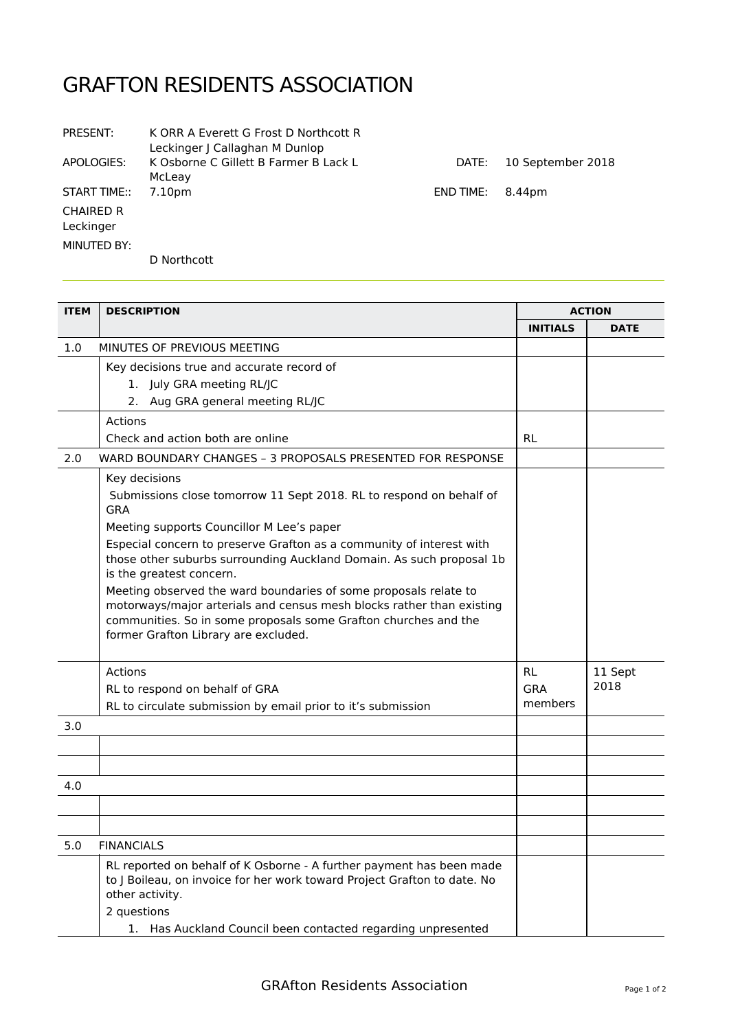# GRAFTON RESIDENTS ASSOCIATION

PRESENT: K ORR A Everett G Frost D Northcott R Leckinger J Callaghan M Dunlop

APOLOGIES: K Osborne C Gillett B Farmer B Lack L McLeay

DATE: 10 September 2018

START TIME:: 7.10pm

END TIME: 8.44pm

CHAIRED R Leckinger

MINUTED BY: D Northcott

| ITEM | DESCRIPTION | ACTION | |
|---|---|---|---|
| | | INITIALS | DATE |
| 1.0 | MINUTES OF PREVIOUS MEETING | | |
| | Key decisions true and accurate record of<br>1. July GRA meeting RL/JC<br>2. Aug GRA general meeting RL/JC | | |
| | Actions<br>Check and action both are online | RL | |
| 2.0 | WARD BOUNDARY CHANGES – 3 PROPOSALS PRESENTED FOR RESPONSE | | |
| | Key decisions<br>Submissions close tomorrow 11 Sept 2018. RL to respond on behalf of GRA<br>Meeting supports Councillor M Lee's paper<br>Especial concern to preserve Grafton as a community of interest with those other suburbs surrounding Auckland Domain. As such proposal 1b is the greatest concern.<br>Meeting observed the ward boundaries of some proposals relate to motorways/major arterials and census mesh blocks rather than existing communities. So in some proposals some Grafton churches and the former Grafton Library are excluded. | | |
| | Actions<br>RL to respond on behalf of GRA<br>RL to circulate submission by email prior to it's submission | RL<br>GRA members | 11 Sept 2018 |
| 3.0 | | | |
| | | | |
| | | | |
| 4.0 | | | |
| | | | |
| | | | |
| 5.0 | FINANCIALS | | |
| | RL reported on behalf of K Osborne - A further payment has been made to J Boileau, on invoice for her work toward Project Grafton to date. No other activity.<br>2 questions<br>1. Has Auckland Council been contacted regarding unpresented | | |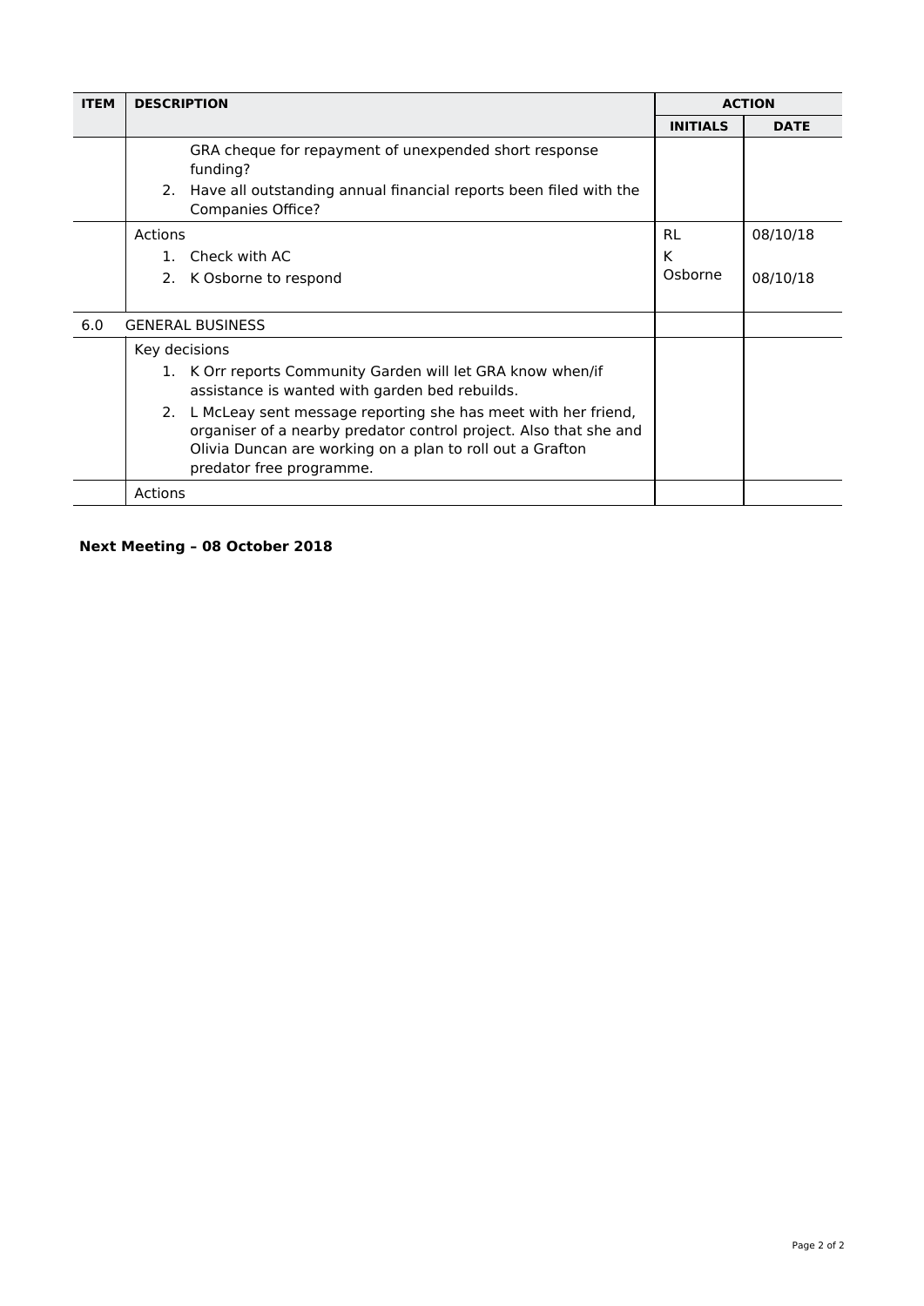| ITEM | DESCRIPTION | ACTION | |
|---|---|---|---|
| | | INITIALS | DATE |
| | GRA cheque for repayment of unexpended short response funding?<br>2. Have all outstanding annual financial reports been filed with the Companies Office? | | |
| | Actions<br>1. Check with AC<br>2. K Osborne to respond | RL<br>K Osborne | 08/10/18<br>08/10/18 |
| 6.0 | GENERAL BUSINESS | | |
| | Key decisions<br>1. K Orr reports Community Garden will let GRA know when/if assistance is wanted with garden bed rebuilds.<br>2. L McLeay sent message reporting she has meet with her friend, organiser of a nearby predator control project. Also that she and Olivia Duncan are working on a plan to roll out a Grafton predator free programme. | | |
| | Actions | | |

**Next Meeting – 08 October 2018**